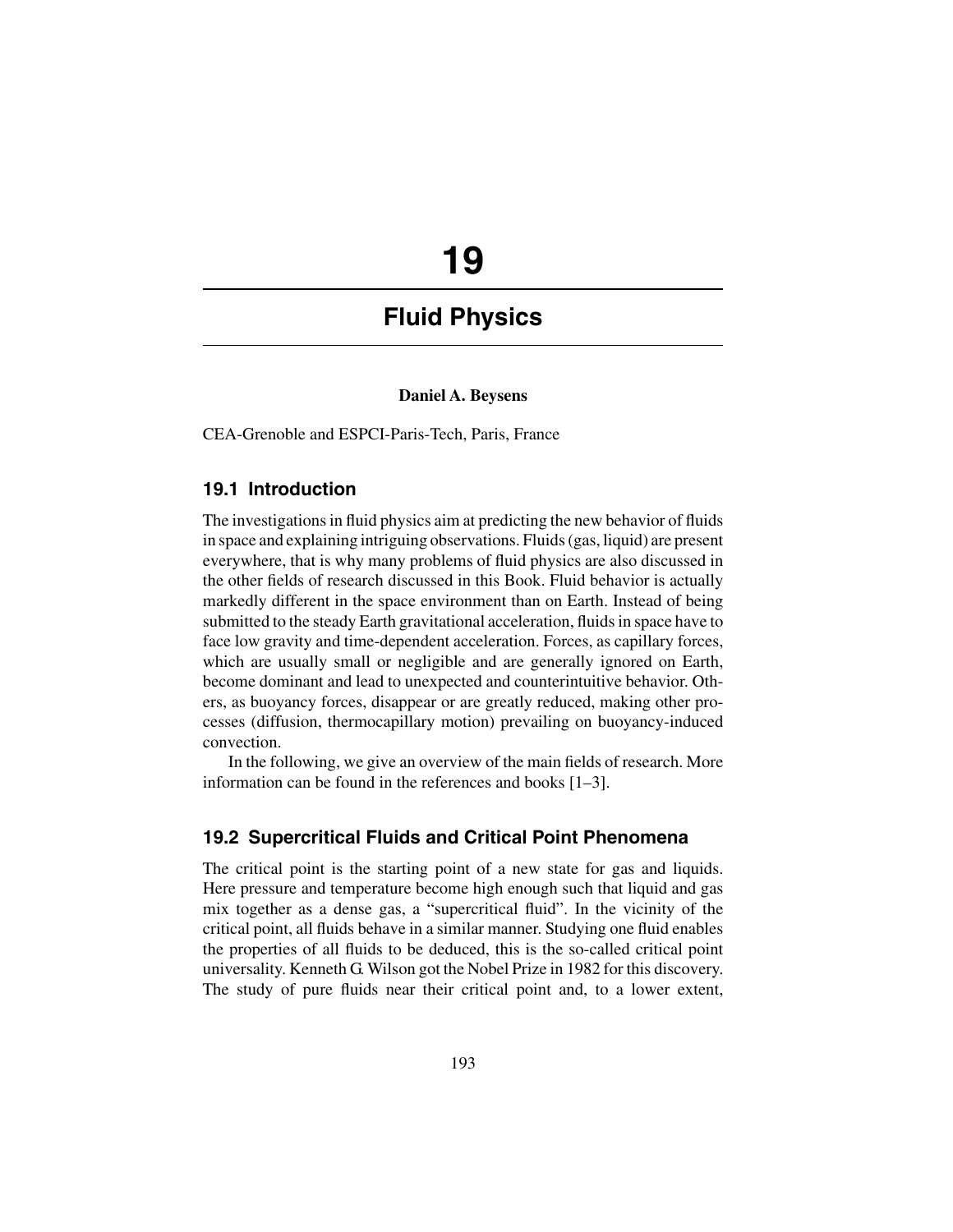# 19

# Fluid Physics

**Daniel A. Beysens**

CEA-Grenoble and ESPCI-Paris-Tech, Paris, France

## 19.1 Introduction

The investigations in fluid physics aim at predicting the new behavior of fluids in space and explaining intriguing observations. Fluids (gas, liquid) are present everywhere, that is why many problems of fluid physics are also discussed in the other fields of research discussed in this Book. Fluid behavior is actually markedly different in the space environment than on Earth. Instead of being submitted to the steady Earth gravitational acceleration, fluids in space have to face low gravity and time-dependent acceleration. Forces, as capillary forces, which are usually small or negligible and are generally ignored on Earth, become dominant and lead to unexpected and counterintuitive behavior. Others, as buoyancy forces, disappear or are greatly reduced, making other processes (diffusion, thermocapillary motion) prevailing on buoyancy-induced convection.

In the following, we give an overview of the main fields of research. More information can be found in the references and books [1–3].

## 19.2 Supercritical Fluids and Critical Point Phenomena

The critical point is the starting point of a new state for gas and liquids. Here pressure and temperature become high enough such that liquid and gas mix together as a dense gas, a "supercritical fluid". In the vicinity of the critical point, all fluids behave in a similar manner. Studying one fluid enables the properties of all fluids to be deduced, this is the so-called critical point universality. Kenneth G. Wilson got the Nobel Prize in 1982 for this discovery. The study of pure fluids near their critical point and, to a lower extent,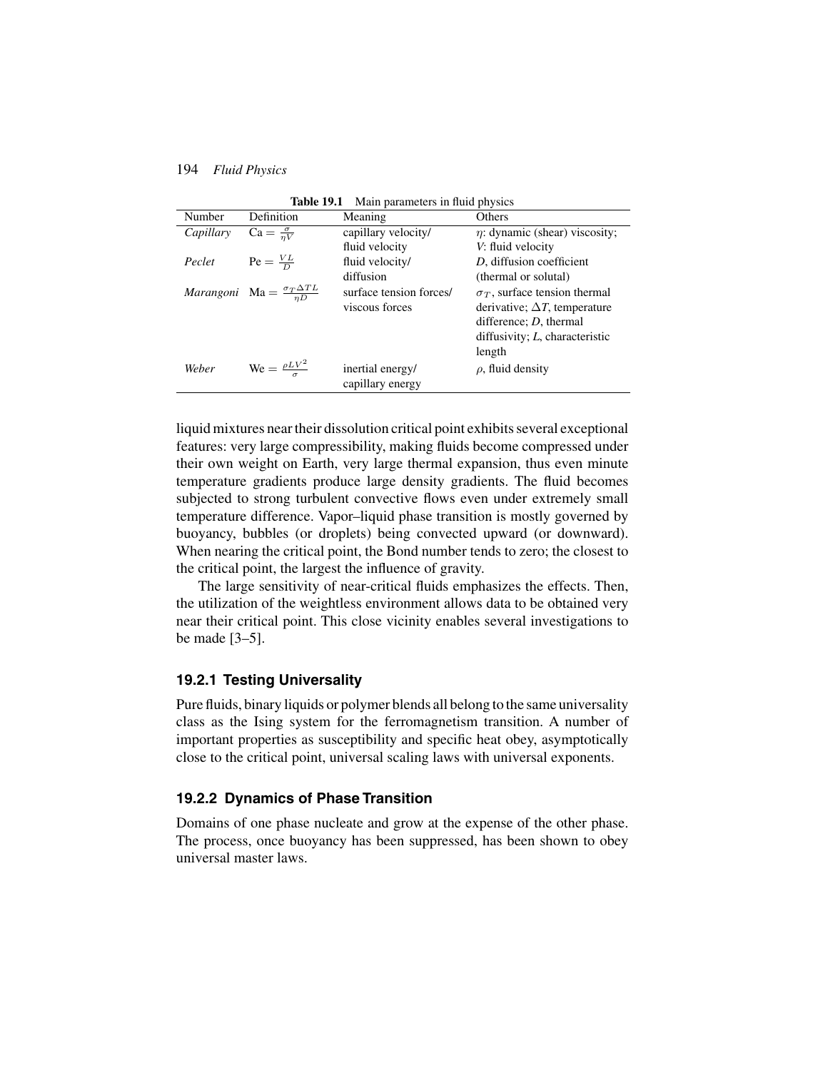**Table 19.1** Main parameters in fluid physics

| Number | Definition | Meaning | Others |
|---|---|---|---|
| *Capillary* | $\mathrm{Ca} = \frac{\sigma}{\eta V}$ | capillary velocity/ fluid velocity | $\eta$: dynamic (shear) viscosity; $V$: fluid velocity |
| *Peclet* | $\mathrm{Pe} = \frac{VL}{D}$ | fluid velocity/ diffusion | $D$, diffusion coefficient (thermal or solutal) |
| *Marangoni* | $\mathrm{Ma} = \frac{\sigma_T \Delta T L}{\eta D}$ | surface tension forces/ viscous forces | $\sigma_T$, surface tension thermal derivative; $\Delta T$, temperature difference; $D$, thermal diffusivity; $L$, characteristic length |
| *Weber* | $\mathrm{We} = \frac{\rho L V^2}{\sigma}$ | inertial energy/ capillary energy | $\rho$, fluid density |

liquid mixtures near their dissolution critical point exhibits several exceptional features: very large compressibility, making fluids become compressed under their own weight on Earth, very large thermal expansion, thus even minute temperature gradients produce large density gradients. The fluid becomes subjected to strong turbulent convective flows even under extremely small temperature difference. Vapor–liquid phase transition is mostly governed by buoyancy, bubbles (or droplets) being convected upward (or downward). When nearing the critical point, the Bond number tends to zero; the closest to the critical point, the largest the influence of gravity.

The large sensitivity of near-critical fluids emphasizes the effects. Then, the utilization of the weightless environment allows data to be obtained very near their critical point. This close vicinity enables several investigations to be made [3–5].

### 19.2.1 Testing Universality

Pure fluids, binary liquids or polymer blends all belong to the same universality class as the Ising system for the ferromagnetism transition. A number of important properties as susceptibility and specific heat obey, asymptotically close to the critical point, universal scaling laws with universal exponents.

### 19.2.2 Dynamics of Phase Transition

Domains of one phase nucleate and grow at the expense of the other phase. The process, once buoyancy has been suppressed, has been shown to obey universal master laws.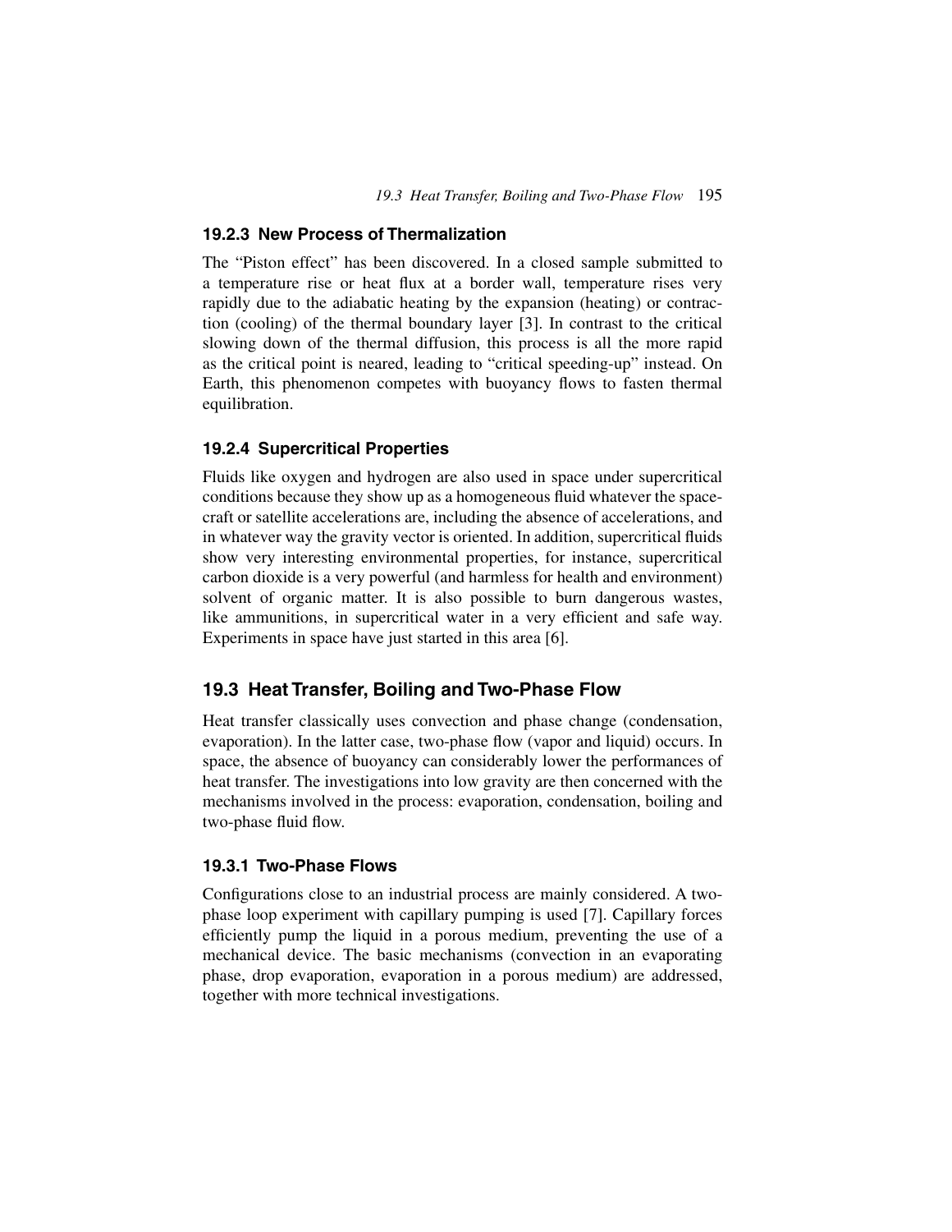### 19.2.3 New Process of Thermalization

The "Piston effect" has been discovered. In a closed sample submitted to a temperature rise or heat flux at a border wall, temperature rises very rapidly due to the adiabatic heating by the expansion (heating) or contraction (cooling) of the thermal boundary layer [3]. In contrast to the critical slowing down of the thermal diffusion, this process is all the more rapid as the critical point is neared, leading to "critical speeding-up" instead. On Earth, this phenomenon competes with buoyancy flows to fasten thermal equilibration.

### 19.2.4 Supercritical Properties

Fluids like oxygen and hydrogen are also used in space under supercritical conditions because they show up as a homogeneous fluid whatever the spacecraft or satellite accelerations are, including the absence of accelerations, and in whatever way the gravity vector is oriented. In addition, supercritical fluids show very interesting environmental properties, for instance, supercritical carbon dioxide is a very powerful (and harmless for health and environment) solvent of organic matter. It is also possible to burn dangerous wastes, like ammunitions, in supercritical water in a very efficient and safe way. Experiments in space have just started in this area [6].

## 19.3 Heat Transfer, Boiling and Two-Phase Flow

Heat transfer classically uses convection and phase change (condensation, evaporation). In the latter case, two-phase flow (vapor and liquid) occurs. In space, the absence of buoyancy can considerably lower the performances of heat transfer. The investigations into low gravity are then concerned with the mechanisms involved in the process: evaporation, condensation, boiling and two-phase fluid flow.

### 19.3.1 Two-Phase Flows

Configurations close to an industrial process are mainly considered. A two-phase loop experiment with capillary pumping is used [7]. Capillary forces efficiently pump the liquid in a porous medium, preventing the use of a mechanical device. The basic mechanisms (convection in an evaporating phase, drop evaporation, evaporation in a porous medium) are addressed, together with more technical investigations.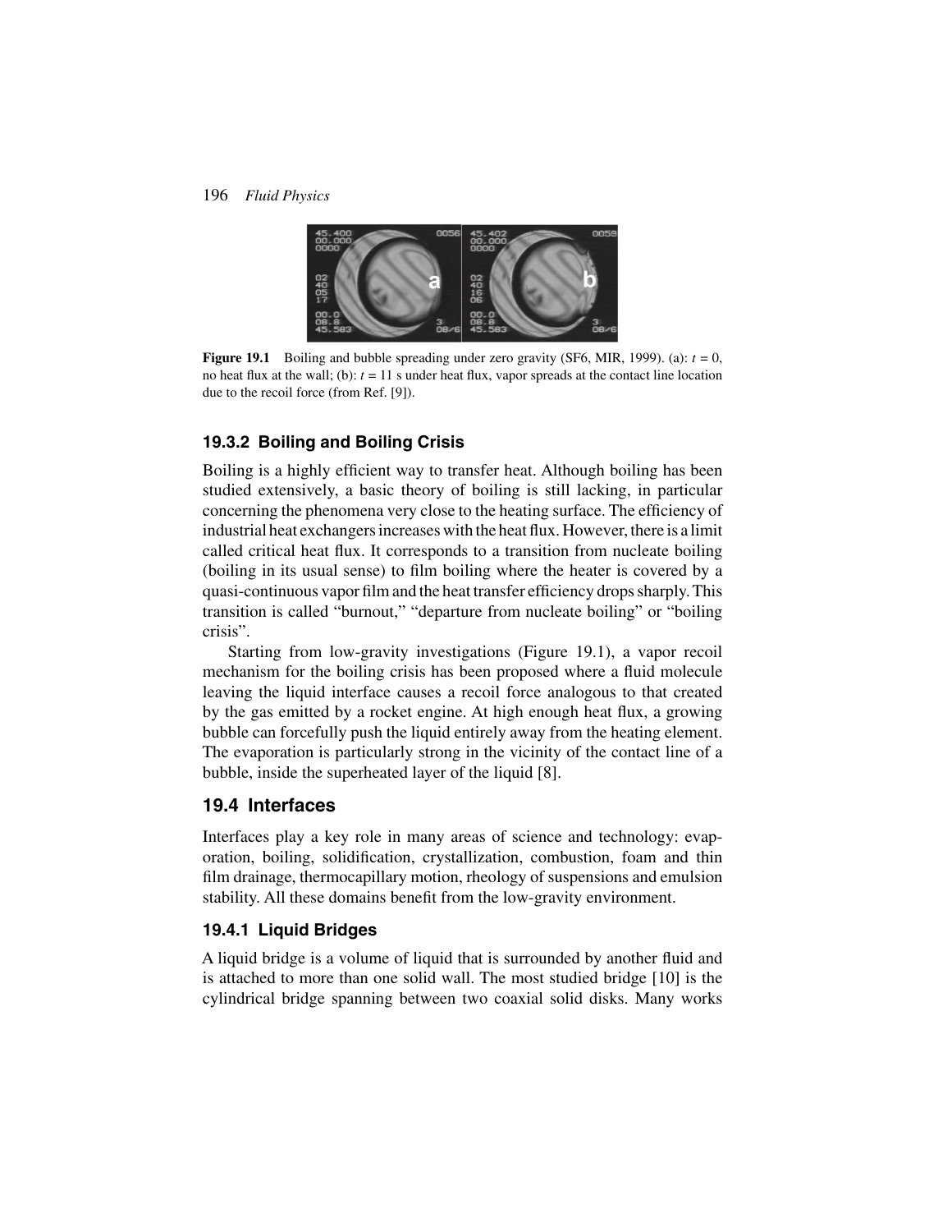Figure 19.1 Boiling and bubble spreading under zero gravity (SF6, MIR, 1999). (a): $t = 0$, no heat flux at the wall; (b): $t = 11$ s under heat flux, vapor spreads at the contact line location due to the recoil force (from Ref. [9]).

### 19.3.2 Boiling and Boiling Crisis

Boiling is a highly efficient way to transfer heat. Although boiling has been studied extensively, a basic theory of boiling is still lacking, in particular concerning the phenomena very close to the heating surface. The efficiency of industrial heat exchangers increases with the heat flux. However, there is a limit called critical heat flux. It corresponds to a transition from nucleate boiling (boiling in its usual sense) to film boiling where the heater is covered by a quasi-continuous vapor film and the heat transfer efficiency drops sharply. This transition is called "burnout," "departure from nucleate boiling" or "boiling crisis".

Starting from low-gravity investigations (Figure 19.1), a vapor recoil mechanism for the boiling crisis has been proposed where a fluid molecule leaving the liquid interface causes a recoil force analogous to that created by the gas emitted by a rocket engine. At high enough heat flux, a growing bubble can forcefully push the liquid entirely away from the heating element. The evaporation is particularly strong in the vicinity of the contact line of a bubble, inside the superheated layer of the liquid [8].

## 19.4 Interfaces

Interfaces play a key role in many areas of science and technology: evaporation, boiling, solidification, crystallization, combustion, foam and thin film drainage, thermocapillary motion, rheology of suspensions and emulsion stability. All these domains benefit from the low-gravity environment.

### 19.4.1 Liquid Bridges

A liquid bridge is a volume of liquid that is surrounded by another fluid and is attached to more than one solid wall. The most studied bridge [10] is the cylindrical bridge spanning between two coaxial solid disks. Many works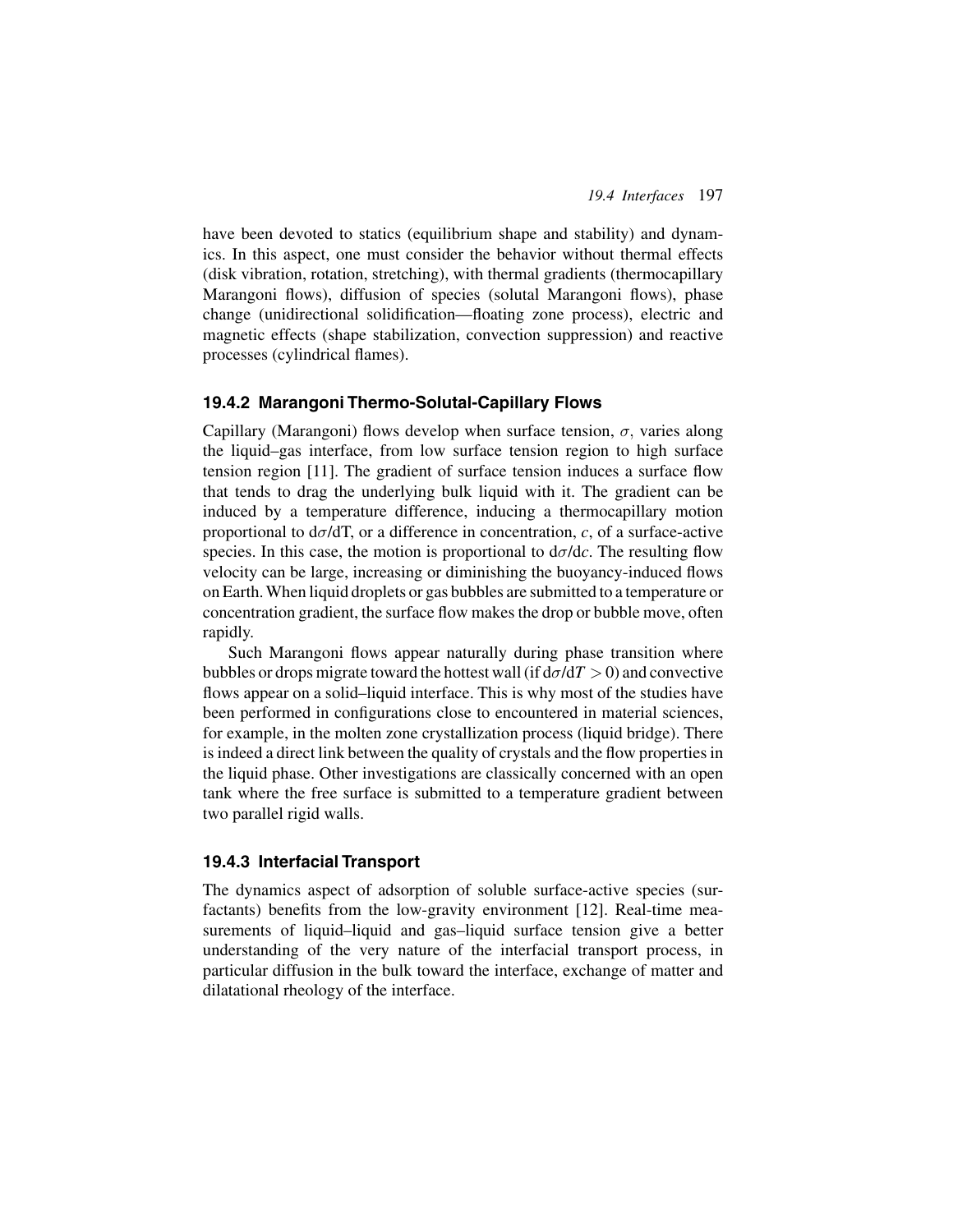have been devoted to statics (equilibrium shape and stability) and dynamics. In this aspect, one must consider the behavior without thermal effects (disk vibration, rotation, stretching), with thermal gradients (thermocapillary Marangoni flows), diffusion of species (solutal Marangoni flows), phase change (unidirectional solidification—floating zone process), electric and magnetic effects (shape stabilization, convection suppression) and reactive processes (cylindrical flames).

### 19.4.2 Marangoni Thermo-Solutal-Capillary Flows

Capillary (Marangoni) flows develop when surface tension, $\sigma$, varies along the liquid–gas interface, from low surface tension region to high surface tension region [11]. The gradient of surface tension induces a surface flow that tends to drag the underlying bulk liquid with it. The gradient can be induced by a temperature difference, inducing a thermocapillary motion proportional to $d\sigma/dT$, or a difference in concentration, $c$, of a surface-active species. In this case, the motion is proportional to $d\sigma/dc$. The resulting flow velocity can be large, increasing or diminishing the buoyancy-induced flows on Earth. When liquid droplets or gas bubbles are submitted to a temperature or concentration gradient, the surface flow makes the drop or bubble move, often rapidly.

Such Marangoni flows appear naturally during phase transition where bubbles or drops migrate toward the hottest wall (if $d\sigma/dT > 0$) and convective flows appear on a solid–liquid interface. This is why most of the studies have been performed in configurations close to encountered in material sciences, for example, in the molten zone crystallization process (liquid bridge). There is indeed a direct link between the quality of crystals and the flow properties in the liquid phase. Other investigations are classically concerned with an open tank where the free surface is submitted to a temperature gradient between two parallel rigid walls.

### 19.4.3 Interfacial Transport

The dynamics aspect of adsorption of soluble surface-active species (surfactants) benefits from the low-gravity environment [12]. Real-time measurements of liquid–liquid and gas–liquid surface tension give a better understanding of the very nature of the interfacial transport process, in particular diffusion in the bulk toward the interface, exchange of matter and dilatational rheology of the interface.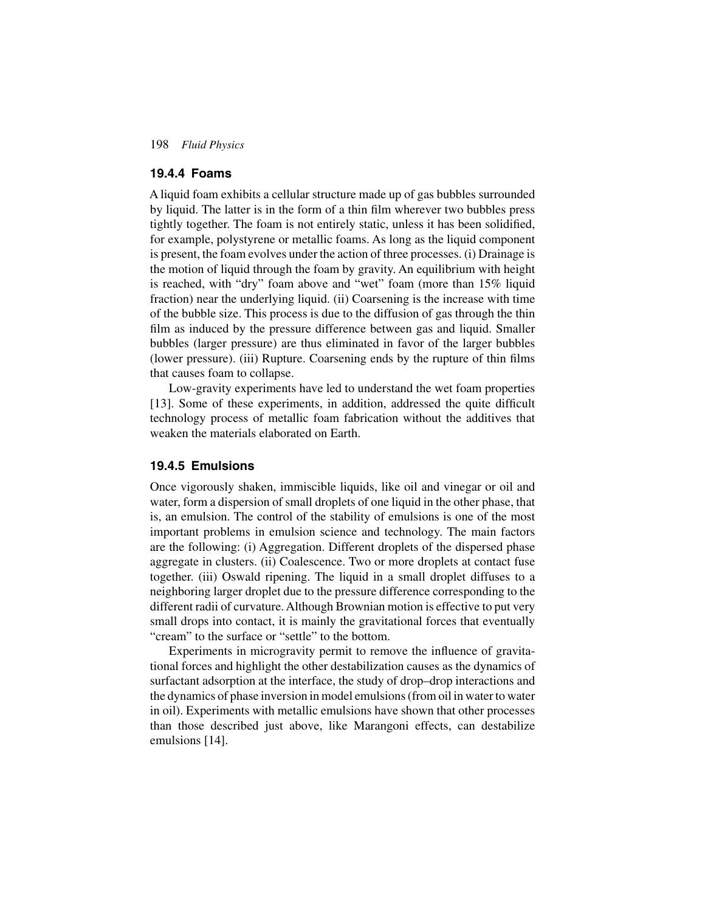### 19.4.4 Foams

A liquid foam exhibits a cellular structure made up of gas bubbles surrounded by liquid. The latter is in the form of a thin film wherever two bubbles press tightly together. The foam is not entirely static, unless it has been solidified, for example, polystyrene or metallic foams. As long as the liquid component is present, the foam evolves under the action of three processes. (i) Drainage is the motion of liquid through the foam by gravity. An equilibrium with height is reached, with "dry" foam above and "wet" foam (more than 15% liquid fraction) near the underlying liquid. (ii) Coarsening is the increase with time of the bubble size. This process is due to the diffusion of gas through the thin film as induced by the pressure difference between gas and liquid. Smaller bubbles (larger pressure) are thus eliminated in favor of the larger bubbles (lower pressure). (iii) Rupture. Coarsening ends by the rupture of thin films that causes foam to collapse.

Low-gravity experiments have led to understand the wet foam properties [13]. Some of these experiments, in addition, addressed the quite difficult technology process of metallic foam fabrication without the additives that weaken the materials elaborated on Earth.

### 19.4.5 Emulsions

Once vigorously shaken, immiscible liquids, like oil and vinegar or oil and water, form a dispersion of small droplets of one liquid in the other phase, that is, an emulsion. The control of the stability of emulsions is one of the most important problems in emulsion science and technology. The main factors are the following: (i) Aggregation. Different droplets of the dispersed phase aggregate in clusters. (ii) Coalescence. Two or more droplets at contact fuse together. (iii) Oswald ripening. The liquid in a small droplet diffuses to a neighboring larger droplet due to the pressure difference corresponding to the different radii of curvature. Although Brownian motion is effective to put very small drops into contact, it is mainly the gravitational forces that eventually "cream" to the surface or "settle" to the bottom.

Experiments in microgravity permit to remove the influence of gravitational forces and highlight the other destabilization causes as the dynamics of surfactant adsorption at the interface, the study of drop–drop interactions and the dynamics of phase inversion in model emulsions (from oil in water to water in oil). Experiments with metallic emulsions have shown that other processes than those described just above, like Marangoni effects, can destabilize emulsions [14].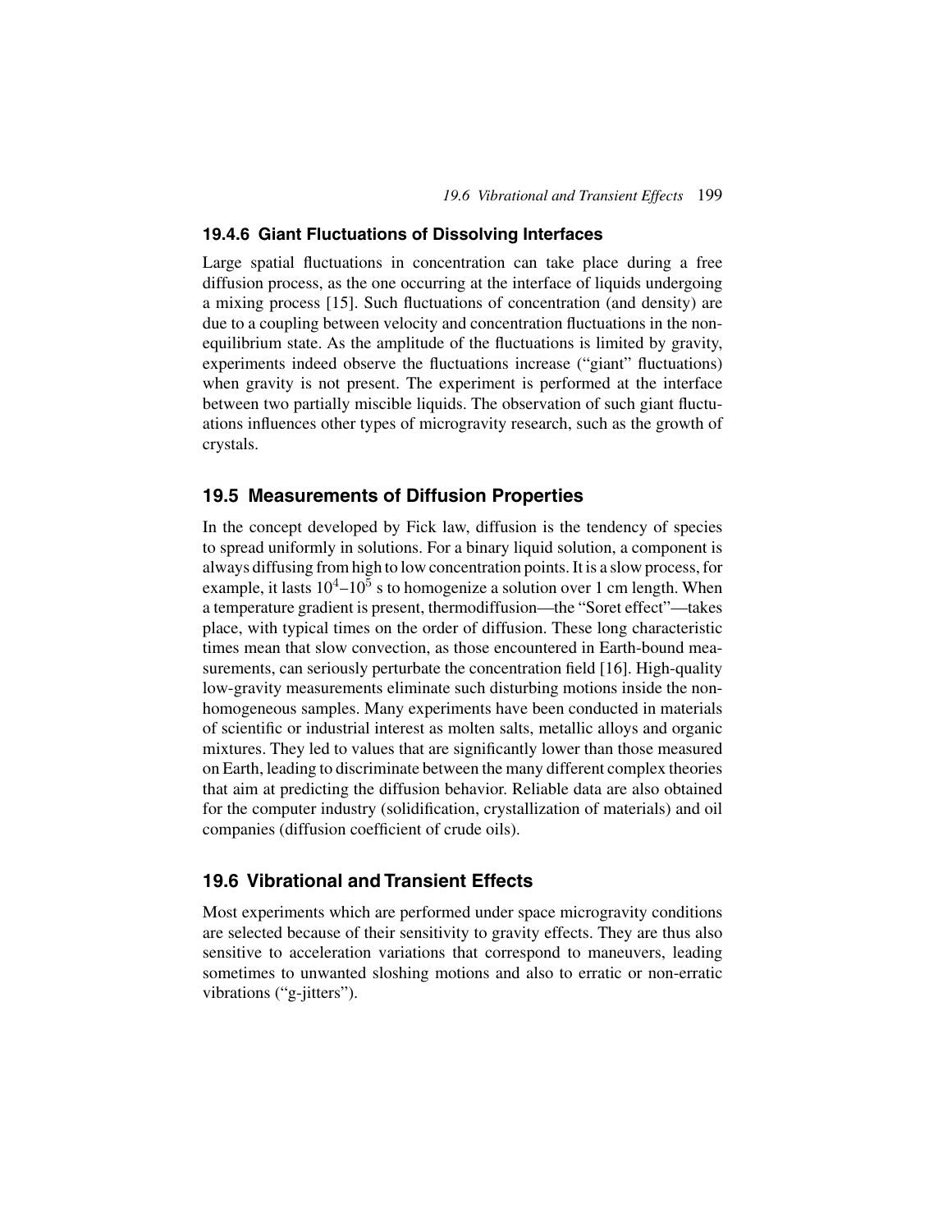### 19.4.6 Giant Fluctuations of Dissolving Interfaces

Large spatial fluctuations in concentration can take place during a free diffusion process, as the one occurring at the interface of liquids undergoing a mixing process [15]. Such fluctuations of concentration (and density) are due to a coupling between velocity and concentration fluctuations in the non-equilibrium state. As the amplitude of the fluctuations is limited by gravity, experiments indeed observe the fluctuations increase ("giant" fluctuations) when gravity is not present. The experiment is performed at the interface between two partially miscible liquids. The observation of such giant fluctuations influences other types of microgravity research, such as the growth of crystals.

## 19.5 Measurements of Diffusion Properties

In the concept developed by Fick law, diffusion is the tendency of species to spread uniformly in solutions. For a binary liquid solution, a component is always diffusing from high to low concentration points. It is a slow process, for example, it lasts $10^4$–$10^5$ s to homogenize a solution over 1 cm length. When a temperature gradient is present, thermodiffusion—the "Soret effect"—takes place, with typical times on the order of diffusion. These long characteristic times mean that slow convection, as those encountered in Earth-bound measurements, can seriously perturbate the concentration field [16]. High-quality low-gravity measurements eliminate such disturbing motions inside the non-homogeneous samples. Many experiments have been conducted in materials of scientific or industrial interest as molten salts, metallic alloys and organic mixtures. They led to values that are significantly lower than those measured on Earth, leading to discriminate between the many different complex theories that aim at predicting the diffusion behavior. Reliable data are also obtained for the computer industry (solidification, crystallization of materials) and oil companies (diffusion coefficient of crude oils).

## 19.6 Vibrational and Transient Effects

Most experiments which are performed under space microgravity conditions are selected because of their sensitivity to gravity effects. They are thus also sensitive to acceleration variations that correspond to maneuvers, leading sometimes to unwanted sloshing motions and also to erratic or non-erratic vibrations ("g-jitters").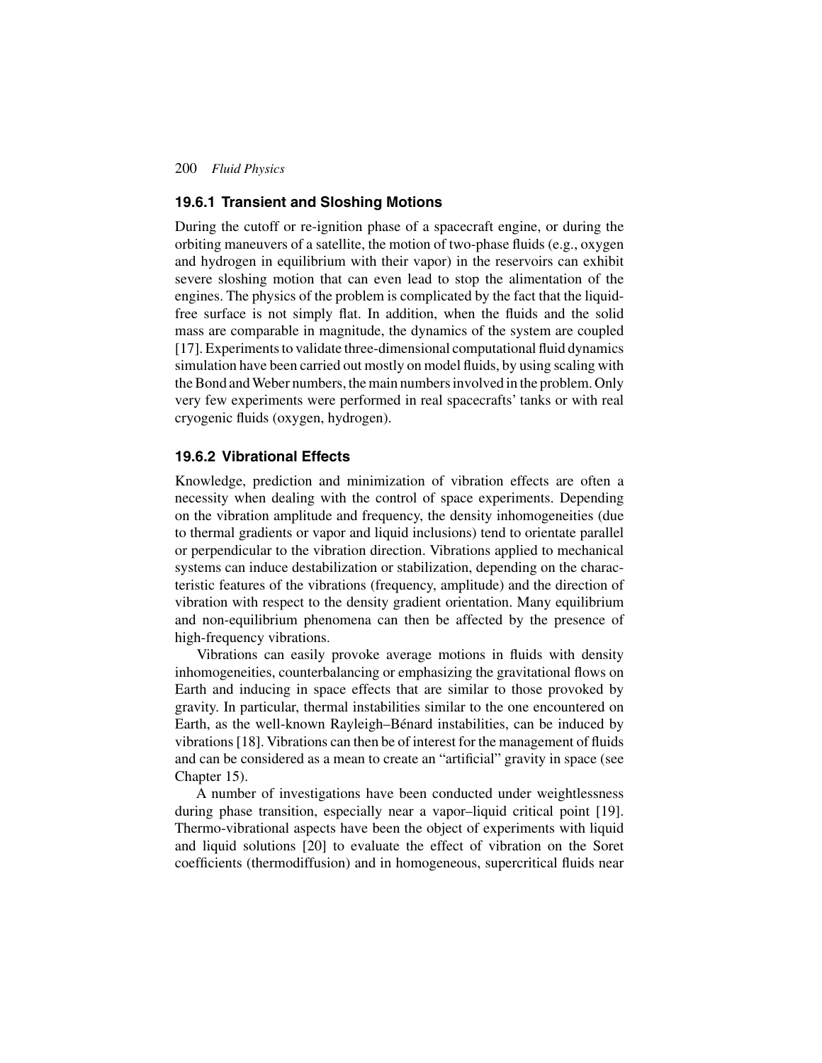### 19.6.1 Transient and Sloshing Motions

During the cutoff or re-ignition phase of a spacecraft engine, or during the orbiting maneuvers of a satellite, the motion of two-phase fluids (e.g., oxygen and hydrogen in equilibrium with their vapor) in the reservoirs can exhibit severe sloshing motion that can even lead to stop the alimentation of the engines. The physics of the problem is complicated by the fact that the liquid-free surface is not simply flat. In addition, when the fluids and the solid mass are comparable in magnitude, the dynamics of the system are coupled [17]. Experiments to validate three-dimensional computational fluid dynamics simulation have been carried out mostly on model fluids, by using scaling with the Bond and Weber numbers, the main numbers involved in the problem. Only very few experiments were performed in real spacecrafts' tanks or with real cryogenic fluids (oxygen, hydrogen).

### 19.6.2 Vibrational Effects

Knowledge, prediction and minimization of vibration effects are often a necessity when dealing with the control of space experiments. Depending on the vibration amplitude and frequency, the density inhomogeneities (due to thermal gradients or vapor and liquid inclusions) tend to orientate parallel or perpendicular to the vibration direction. Vibrations applied to mechanical systems can induce destabilization or stabilization, depending on the characteristic features of the vibrations (frequency, amplitude) and the direction of vibration with respect to the density gradient orientation. Many equilibrium and non-equilibrium phenomena can then be affected by the presence of high-frequency vibrations.

Vibrations can easily provoke average motions in fluids with density inhomogeneities, counterbalancing or emphasizing the gravitational flows on Earth and inducing in space effects that are similar to those provoked by gravity. In particular, thermal instabilities similar to the one encountered on Earth, as the well-known Rayleigh–Bénard instabilities, can be induced by vibrations [18]. Vibrations can then be of interest for the management of fluids and can be considered as a mean to create an "artificial" gravity in space (see Chapter 15).

A number of investigations have been conducted under weightlessness during phase transition, especially near a vapor–liquid critical point [19]. Thermo-vibrational aspects have been the object of experiments with liquid and liquid solutions [20] to evaluate the effect of vibration on the Soret coefficients (thermodiffusion) and in homogeneous, supercritical fluids near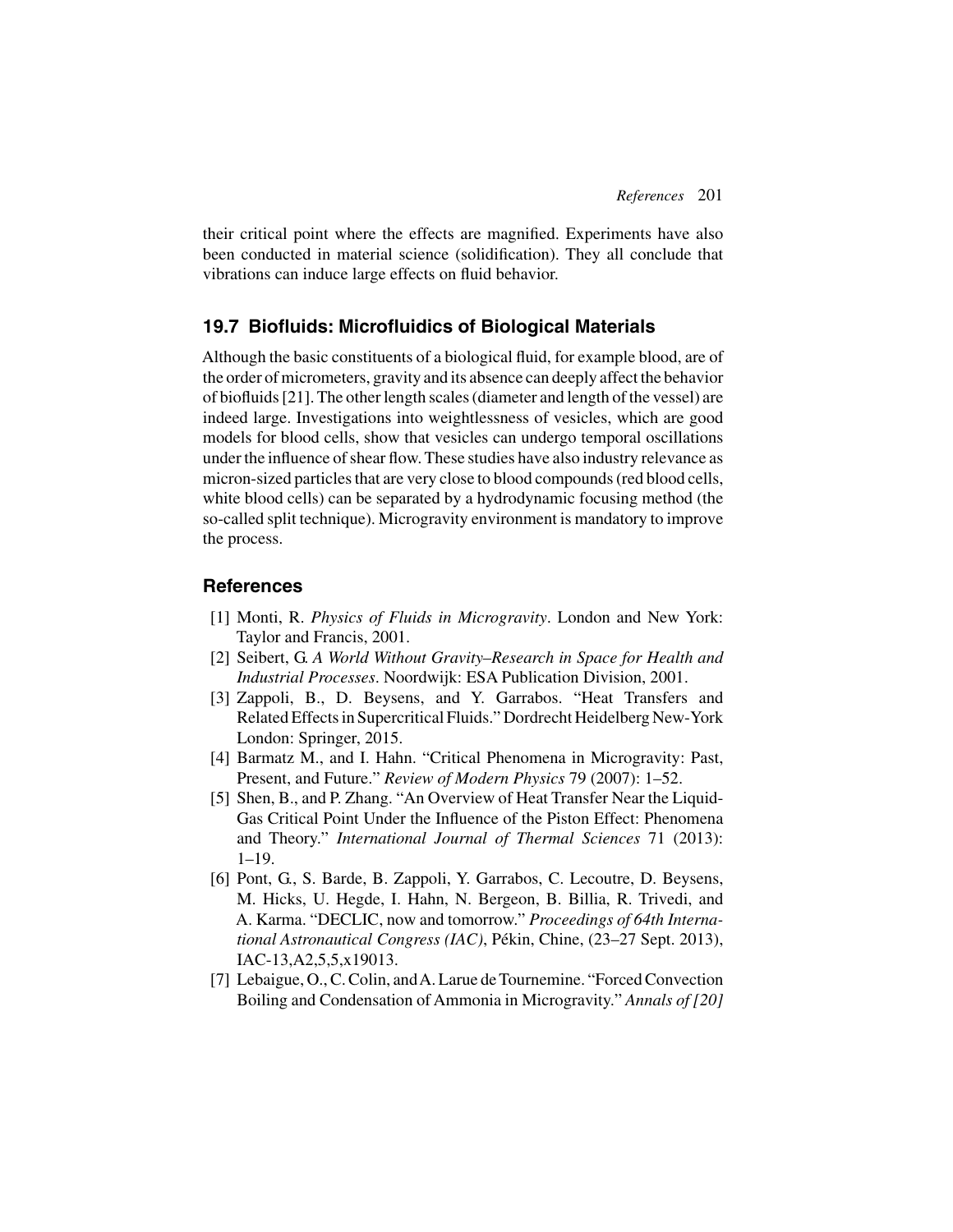their critical point where the effects are magnified. Experiments have also been conducted in material science (solidification). They all conclude that vibrations can induce large effects on fluid behavior.

## 19.7 Biofluids: Microfluidics of Biological Materials

Although the basic constituents of a biological fluid, for example blood, are of the order of micrometers, gravity and its absence can deeply affect the behavior of biofluids [21]. The other length scales (diameter and length of the vessel) are indeed large. Investigations into weightlessness of vesicles, which are good models for blood cells, show that vesicles can undergo temporal oscillations under the influence of shear flow. These studies have also industry relevance as micron-sized particles that are very close to blood compounds (red blood cells, white blood cells) can be separated by a hydrodynamic focusing method (the so-called split technique). Microgravity environment is mandatory to improve the process.

## References

[1] Monti, R. *Physics of Fluids in Microgravity*. London and New York: Taylor and Francis, 2001.

[2] Seibert, G. *A World Without Gravity–Research in Space for Health and Industrial Processes*. Noordwijk: ESA Publication Division, 2001.

[3] Zappoli, B., D. Beysens, and Y. Garrabos. "Heat Transfers and Related Effects in Supercritical Fluids." Dordrecht Heidelberg New-York London: Springer, 2015.

[4] Barmatz M., and I. Hahn. "Critical Phenomena in Microgravity: Past, Present, and Future." *Review of Modern Physics* 79 (2007): 1–52.

[5] Shen, B., and P. Zhang. "An Overview of Heat Transfer Near the Liquid-Gas Critical Point Under the Influence of the Piston Effect: Phenomena and Theory." *International Journal of Thermal Sciences* 71 (2013): 1–19.

[6] Pont, G., S. Barde, B. Zappoli, Y. Garrabos, C. Lecoutre, D. Beysens, M. Hicks, U. Hegde, I. Hahn, N. Bergeon, B. Billia, R. Trivedi, and A. Karma. "DECLIC, now and tomorrow." *Proceedings of 64th International Astronautical Congress (IAC)*, Pékin, Chine, (23–27 Sept. 2013), IAC-13,A2,5,5,x19013.

[7] Lebaigue, O., C. Colin, and A. Larue de Tournemine. "Forced Convection Boiling and Condensation of Ammonia in Microgravity." *Annals of [20]*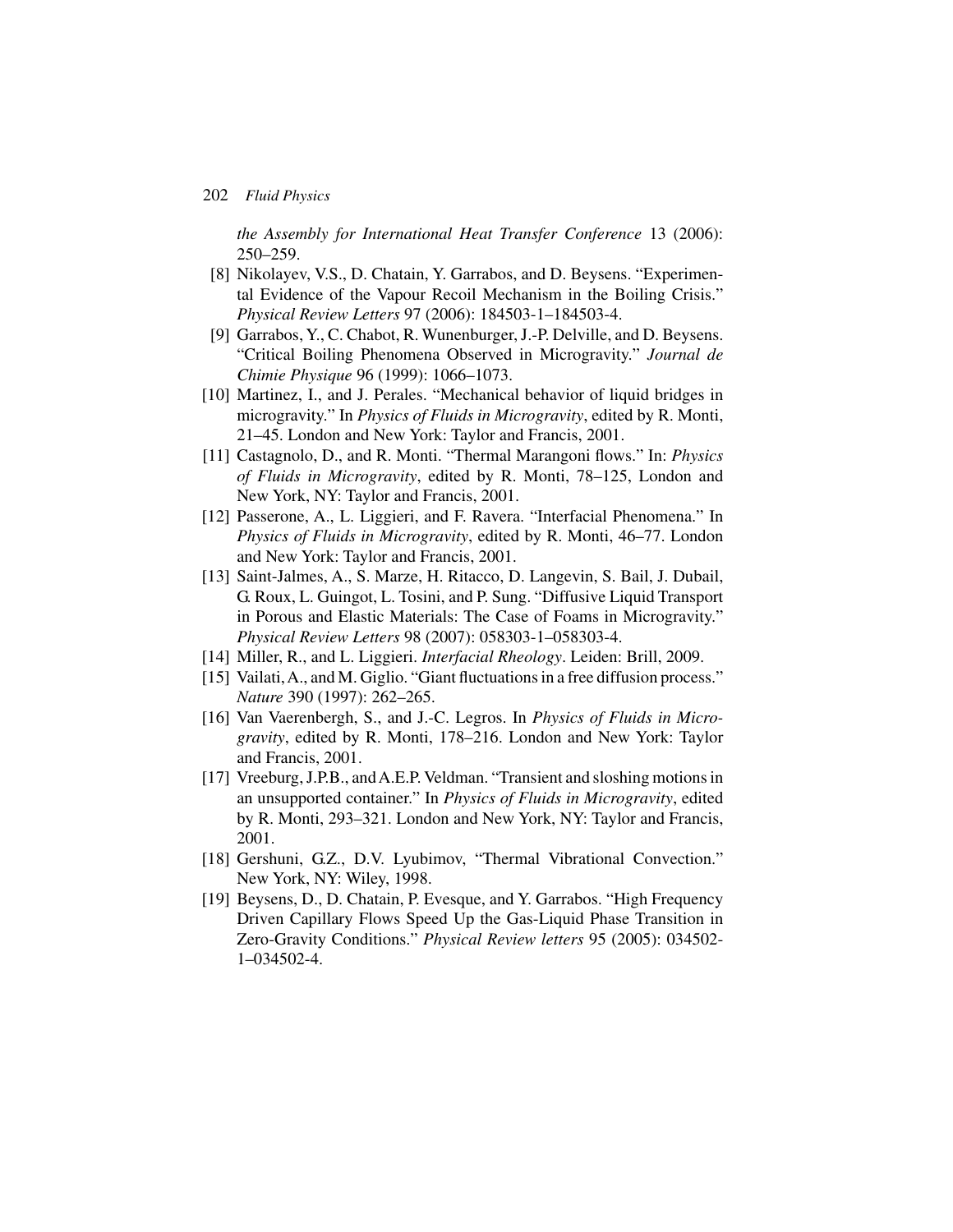*the Assembly for International Heat Transfer Conference* 13 (2006): 250–259.

[8] Nikolayev, V.S., D. Chatain, Y. Garrabos, and D. Beysens. "Experimental Evidence of the Vapour Recoil Mechanism in the Boiling Crisis." *Physical Review Letters* 97 (2006): 184503-1–184503-4.

[9] Garrabos, Y., C. Chabot, R. Wunenburger, J.-P. Delville, and D. Beysens. "Critical Boiling Phenomena Observed in Microgravity." *Journal de Chimie Physique* 96 (1999): 1066–1073.

[10] Martinez, I., and J. Perales. "Mechanical behavior of liquid bridges in microgravity." In *Physics of Fluids in Microgravity*, edited by R. Monti, 21–45. London and New York: Taylor and Francis, 2001.

[11] Castagnolo, D., and R. Monti. "Thermal Marangoni flows." In: *Physics of Fluids in Microgravity*, edited by R. Monti, 78–125, London and New York, NY: Taylor and Francis, 2001.

[12] Passerone, A., L. Liggieri, and F. Ravera. "Interfacial Phenomena." In *Physics of Fluids in Microgravity*, edited by R. Monti, 46–77. London and New York: Taylor and Francis, 2001.

[13] Saint-Jalmes, A., S. Marze, H. Ritacco, D. Langevin, S. Bail, J. Dubail, G. Roux, L. Guingot, L. Tosini, and P. Sung. "Diffusive Liquid Transport in Porous and Elastic Materials: The Case of Foams in Microgravity." *Physical Review Letters* 98 (2007): 058303-1–058303-4.

[14] Miller, R., and L. Liggieri. *Interfacial Rheology*. Leiden: Brill, 2009.

[15] Vailati, A., and M. Giglio. "Giant fluctuations in a free diffusion process." *Nature* 390 (1997): 262–265.

[16] Van Vaerenbergh, S., and J.-C. Legros. In *Physics of Fluids in Microgravity*, edited by R. Monti, 178–216. London and New York: Taylor and Francis, 2001.

[17] Vreeburg, J.P.B., and A.E.P. Veldman. "Transient and sloshing motions in an unsupported container." In *Physics of Fluids in Microgravity*, edited by R. Monti, 293–321. London and New York, NY: Taylor and Francis, 2001.

[18] Gershuni, G.Z., D.V. Lyubimov, "Thermal Vibrational Convection." New York, NY: Wiley, 1998.

[19] Beysens, D., D. Chatain, P. Evesque, and Y. Garrabos. "High Frequency Driven Capillary Flows Speed Up the Gas-Liquid Phase Transition in Zero-Gravity Conditions." *Physical Review letters* 95 (2005): 034502-1–034502-4.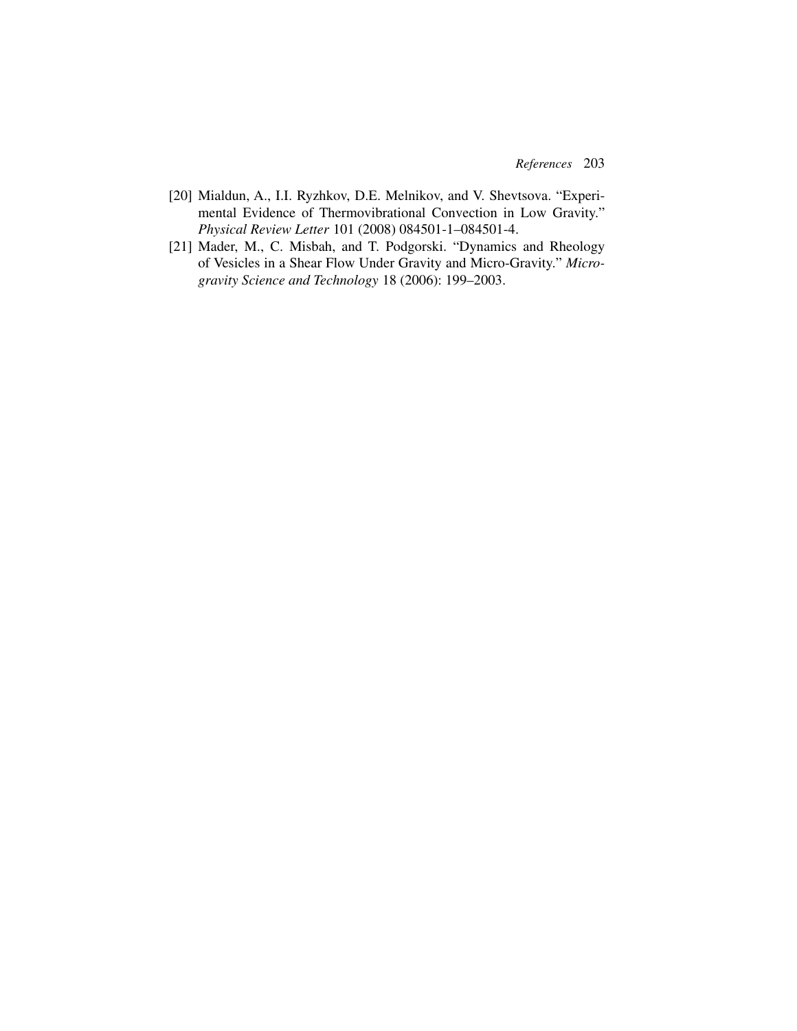[20] Mialdun, A., I.I. Ryzhkov, D.E. Melnikov, and V. Shevtsova. "Experimental Evidence of Thermovibrational Convection in Low Gravity." *Physical Review Letter* 101 (2008) 084501-1–084501-4.

[21] Mader, M., C. Misbah, and T. Podgorski. "Dynamics and Rheology of Vesicles in a Shear Flow Under Gravity and Micro-Gravity." *Microgravity Science and Technology* 18 (2006): 199–2003.